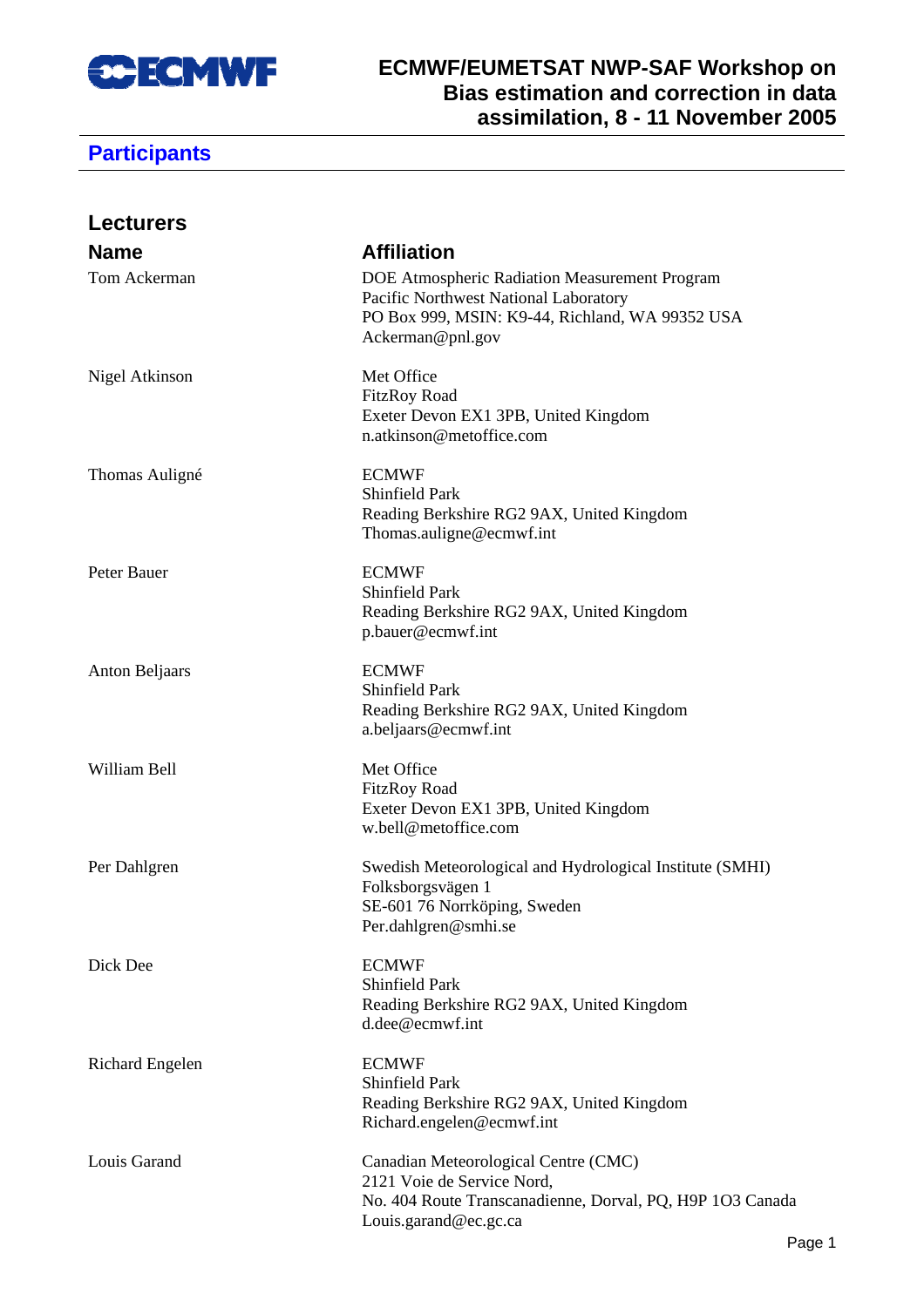ECMWF/EUMETSAT NWP-SAF Workshop on Bias estimation and correction in data assimilation, 8 - 11 November 2005

# Participants

## Lecturers

| Name | Affiliation |
|---|---|
| Tom Ackerman | DOE Atmospheric Radiation Measurement Program<br>Pacific Northwest National Laboratory<br>PO Box 999, MSIN: K9-44, Richland, WA 99352 USA<br>Ackerman@pnl.gov |
| Nigel Atkinson | Met Office<br>FitzRoy Road<br>Exeter Devon EX1 3PB, United Kingdom<br>n.atkinson@metoffice.com |
| Thomas Auligné | ECMWF<br>Shinfield Park<br>Reading Berkshire RG2 9AX, United Kingdom<br>Thomas.auligne@ecmwf.int |
| Peter Bauer | ECMWF<br>Shinfield Park<br>Reading Berkshire RG2 9AX, United Kingdom<br>p.bauer@ecmwf.int |
| Anton Beljaars | ECMWF<br>Shinfield Park<br>Reading Berkshire RG2 9AX, United Kingdom<br>a.beljaars@ecmwf.int |
| William Bell | Met Office<br>FitzRoy Road<br>Exeter Devon EX1 3PB, United Kingdom<br>w.bell@metoffice.com |
| Per Dahlgren | Swedish Meteorological and Hydrological Institute (SMHI)<br>Folksborgsvägen 1<br>SE-601 76 Norrköping, Sweden<br>Per.dahlgren@smhi.se |
| Dick Dee | ECMWF<br>Shinfield Park<br>Reading Berkshire RG2 9AX, United Kingdom<br>d.dee@ecmwf.int |
| Richard Engelen | ECMWF<br>Shinfield Park<br>Reading Berkshire RG2 9AX, United Kingdom<br>Richard.engelen@ecmwf.int |
| Louis Garand | Canadian Meteorological Centre (CMC)<br>2121 Voie de Service Nord,<br>No. 404 Route Transcanadienne, Dorval, PQ, H9P 1O3 Canada<br>Louis.garand@ec.gc.ca |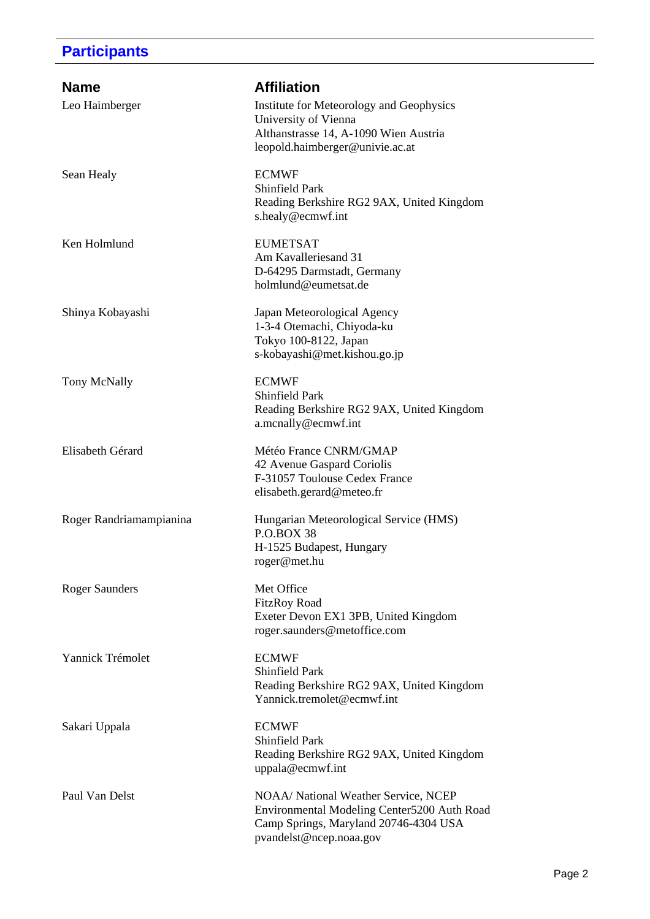## Participants

| Name | Affiliation |
|---|---|
| Leo Haimberger | Institute for Meteorology and Geophysics<br>University of Vienna<br>Althanstrasse 14, A-1090 Wien Austria<br>leopold.haimberger@univie.ac.at |
| Sean Healy | ECMWF<br>Shinfield Park<br>Reading Berkshire RG2 9AX, United Kingdom<br>s.healy@ecmwf.int |
| Ken Holmlund | EUMETSAT<br>Am Kavalleriesand 31<br>D-64295 Darmstadt, Germany<br>holmlund@eumetsat.de |
| Shinya Kobayashi | Japan Meteorological Agency<br>1-3-4 Otemachi, Chiyoda-ku<br>Tokyo 100-8122, Japan<br>s-kobayashi@met.kishou.go.jp |
| Tony McNally | ECMWF<br>Shinfield Park<br>Reading Berkshire RG2 9AX, United Kingdom<br>a.mcnally@ecmwf.int |
| Elisabeth Gérard | Météo France CNRM/GMAP<br>42 Avenue Gaspard Coriolis<br>F-31057 Toulouse Cedex France<br>elisabeth.gerard@meteo.fr |
| Roger Randriamampianina | Hungarian Meteorological Service (HMS)<br>P.O.BOX 38<br>H-1525 Budapest, Hungary<br>roger@met.hu |
| Roger Saunders | Met Office<br>FitzRoy Road<br>Exeter Devon EX1 3PB, United Kingdom<br>roger.saunders@metoffice.com |
| Yannick Trémolet | ECMWF<br>Shinfield Park<br>Reading Berkshire RG2 9AX, United Kingdom<br>Yannick.tremolet@ecmwf.int |
| Sakari Uppala | ECMWF<br>Shinfield Park<br>Reading Berkshire RG2 9AX, United Kingdom<br>uppala@ecmwf.int |
| Paul Van Delst | NOAA/ National Weather Service, NCEP<br>Environmental Modeling Center5200 Auth Road<br>Camp Springs, Maryland 20746-4304 USA<br>pvandelst@ncep.noaa.gov |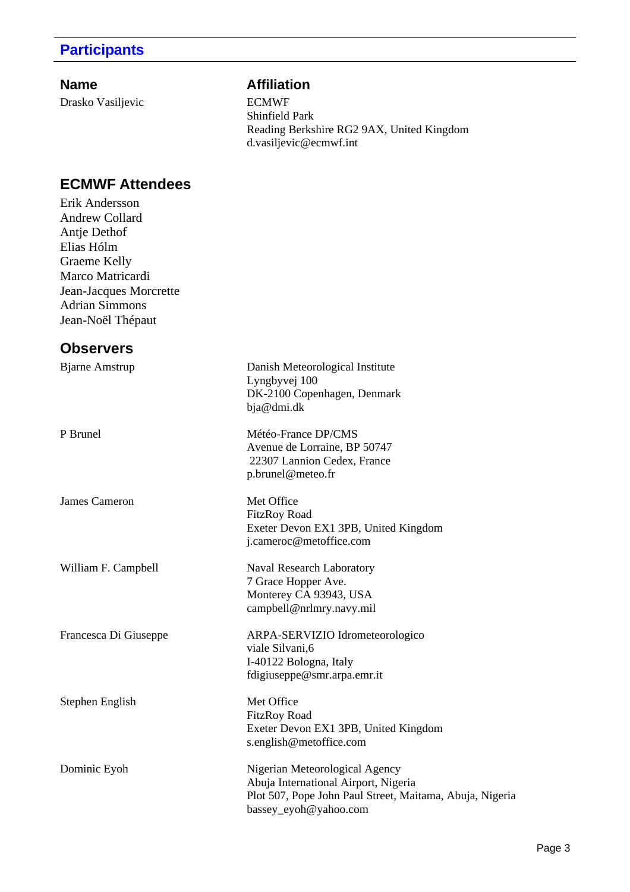## Participants

| Name | Affiliation |
| --- | --- |
| Drasko Vasiljevic | ECMWF<br>Shinfield Park<br>Reading Berkshire RG2 9AX, United Kingdom<br>d.vasiljevic@ecmwf.int |

## ECMWF Attendees

Erik Andersson
Andrew Collard
Antje Dethof
Elias Hólm
Graeme Kelly
Marco Matricardi
Jean-Jacques Morcrette
Adrian Simmons
Jean-Noël Thépaut

## Observers

| Name | Affiliation |
| --- | --- |
| Bjarne Amstrup | Danish Meteorological Institute<br>Lyngbyvej 100<br>DK-2100 Copenhagen, Denmark<br>bja@dmi.dk |
| P Brunel | Météo-France DP/CMS<br>Avenue de Lorraine, BP 50747<br>22307 Lannion Cedex, France<br>p.brunel@meteo.fr |
| James Cameron | Met Office<br>FitzRoy Road<br>Exeter Devon EX1 3PB, United Kingdom<br>j.cameroc@metoffice.com |
| William F. Campbell | Naval Research Laboratory<br>7 Grace Hopper Ave.<br>Monterey CA 93943, USA<br>campbell@nrlmry.navy.mil |
| Francesca Di Giuseppe | ARPA-SERVIZIO Idrometeorologico<br>viale Silvani,6<br>I-40122 Bologna, Italy<br>fdigiuseppe@smr.arpa.emr.it |
| Stephen English | Met Office<br>FitzRoy Road<br>Exeter Devon EX1 3PB, United Kingdom<br>s.english@metoffice.com |
| Dominic Eyoh | Nigerian Meteorological Agency<br>Abuja International Airport, Nigeria<br>Plot 507, Pope John Paul Street, Maitama, Abuja, Nigeria<br>bassey_eyoh@yahoo.com |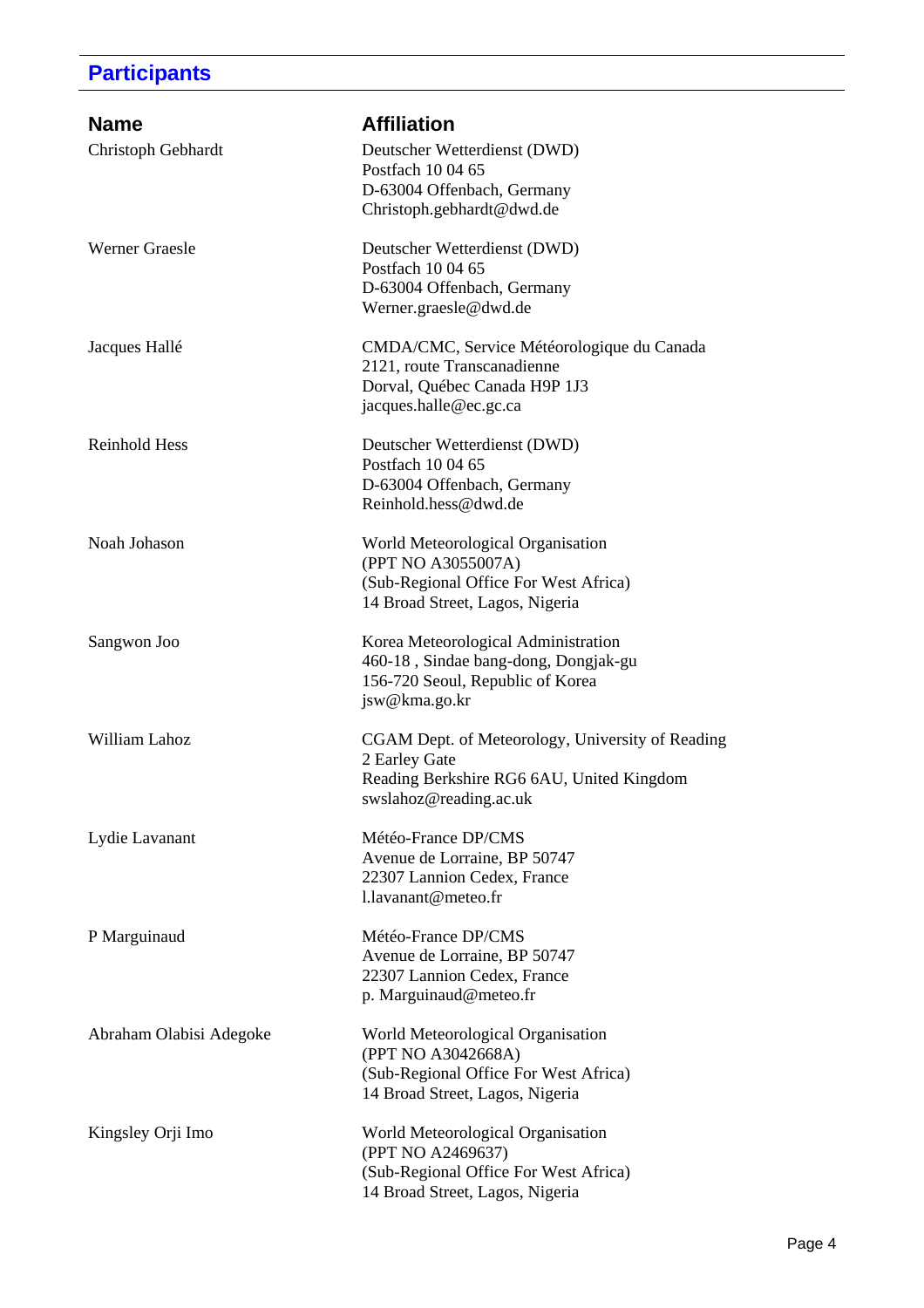## Participants

| Name | Affiliation |
|---|---|
| Christoph Gebhardt | Deutscher Wetterdienst (DWD)<br>Postfach 10 04 65<br>D-63004 Offenbach, Germany<br>Christoph.gebhardt@dwd.de |
| Werner Graesle | Deutscher Wetterdienst (DWD)<br>Postfach 10 04 65<br>D-63004 Offenbach, Germany<br>Werner.graesle@dwd.de |
| Jacques Hallé | CMDA/CMC, Service Météorologique du Canada<br>2121, route Transcanadienne<br>Dorval, Québec Canada H9P 1J3<br>jacques.halle@ec.gc.ca |
| Reinhold Hess | Deutscher Wetterdienst (DWD)<br>Postfach 10 04 65<br>D-63004 Offenbach, Germany<br>Reinhold.hess@dwd.de |
| Noah Johason | World Meteorological Organisation<br>(PPT NO A3055007A)<br>(Sub-Regional Office For West Africa)<br>14 Broad Street, Lagos, Nigeria |
| Sangwon Joo | Korea Meteorological Administration<br>460-18 , Sindae bang-dong, Dongjak-gu<br>156-720 Seoul, Republic of Korea<br>jsw@kma.go.kr |
| William Lahoz | CGAM Dept. of Meteorology, University of Reading<br>2 Earley Gate<br>Reading Berkshire RG6 6AU, United Kingdom<br>swslahoz@reading.ac.uk |
| Lydie Lavanant | Météo-France DP/CMS<br>Avenue de Lorraine, BP 50747<br>22307 Lannion Cedex, France<br>l.lavanant@meteo.fr |
| P Marguinaud | Météo-France DP/CMS<br>Avenue de Lorraine, BP 50747<br>22307 Lannion Cedex, France<br>p. Marguinaud@meteo.fr |
| Abraham Olabisi Adegoke | World Meteorological Organisation<br>(PPT NO A3042668A)<br>(Sub-Regional Office For West Africa)<br>14 Broad Street, Lagos, Nigeria |
| Kingsley Orji Imo | World Meteorological Organisation<br>(PPT NO A2469637)<br>(Sub-Regional Office For West Africa)<br>14 Broad Street, Lagos, Nigeria |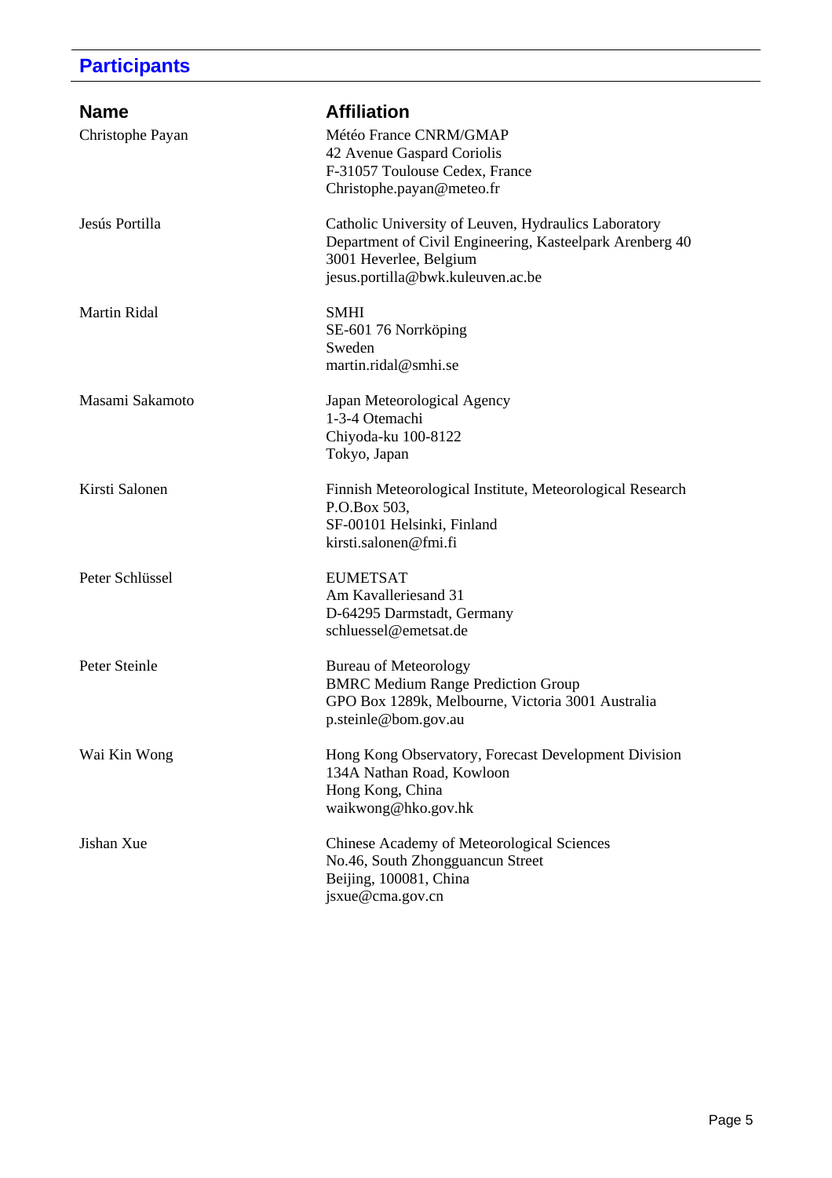## Participants

| Name | Affiliation |
|---|---|
| Christophe Payan | Météo France CNRM/GMAP<br>42 Avenue Gaspard Coriolis<br>F-31057 Toulouse Cedex, France<br>Christophe.payan@meteo.fr |
| Jesús Portilla | Catholic University of Leuven, Hydraulics Laboratory<br>Department of Civil Engineering, Kasteelpark Arenberg 40<br>3001 Heverlee, Belgium<br>jesus.portilla@bwk.kuleuven.ac.be |
| Martin Ridal | SMHI<br>SE-601 76 Norrköping<br>Sweden<br>martin.ridal@smhi.se |
| Masami Sakamoto | Japan Meteorological Agency<br>1-3-4 Otemachi<br>Chiyoda-ku 100-8122<br>Tokyo, Japan |
| Kirsti Salonen | Finnish Meteorological Institute, Meteorological Research<br>P.O.Box 503,<br>SF-00101 Helsinki, Finland<br>kirsti.salonen@fmi.fi |
| Peter Schlüssel | EUMETSAT<br>Am Kavalleriesand 31<br>D-64295 Darmstadt, Germany<br>schluessel@emetsat.de |
| Peter Steinle | Bureau of Meteorology<br>BMRC Medium Range Prediction Group<br>GPO Box 1289k, Melbourne, Victoria 3001 Australia<br>p.steinle@bom.gov.au |
| Wai Kin Wong | Hong Kong Observatory, Forecast Development Division<br>134A Nathan Road, Kowloon<br>Hong Kong, China<br>waikwong@hko.gov.hk |
| Jishan Xue | Chinese Academy of Meteorological Sciences<br>No.46, South Zhongguancun Street<br>Beijing, 100081, China<br>jsxue@cma.gov.cn |